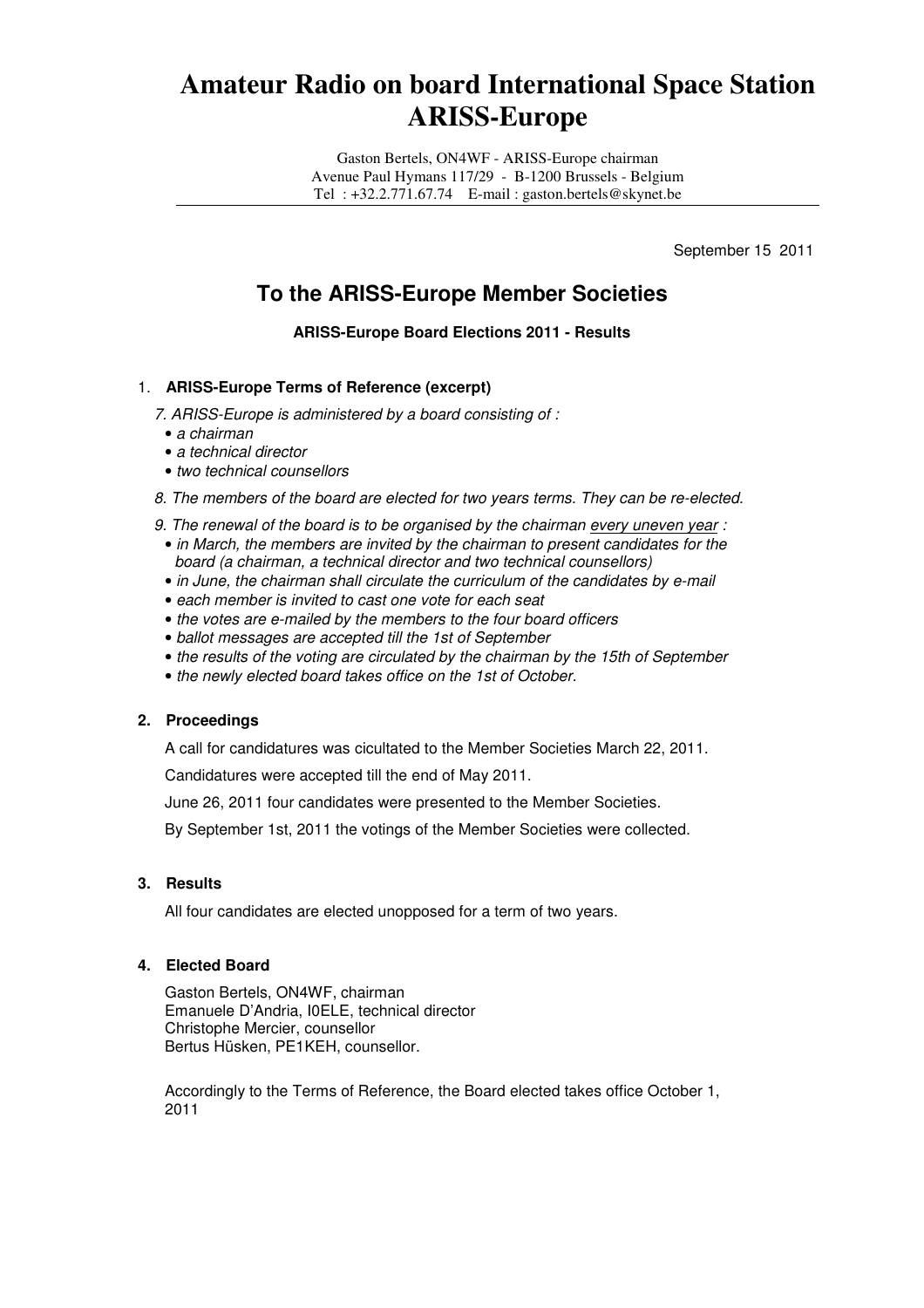# Amateur Radio on board International Space Station ARISS-Europe

Gaston Bertels, ON4WF - ARISS-Europe chairman
Avenue Paul Hymans 117/29 - B-1200 Brussels - Belgium
Tel : +32.2.771.67.74 E-mail : gaston.bertels@skynet.be

September 15 2011

## To the ARISS-Europe Member Societies

**ARISS-Europe Board Elections 2011 - Results**

### 1. ARISS-Europe Terms of Reference (excerpt)

*7. ARISS-Europe is administered by a board consisting of :*

- *a chairman*
- *a technical director*
- *two technical counsellors*

*8. The members of the board are elected for two years terms. They can be re-elected.*

*9. The renewal of the board is to be organised by the chairman every uneven year :*

- *in March, the members are invited by the chairman to present candidates for the board (a chairman, a technical director and two technical counsellors)*
- *in June, the chairman shall circulate the curriculum of the candidates by e-mail*
- *each member is invited to cast one vote for each seat*
- *the votes are e-mailed by the members to the four board officers*
- *ballot messages are accepted till the 1st of September*
- *the results of the voting are circulated by the chairman by the 15th of September*
- *the newly elected board takes office on the 1st of October.*

### 2. Proceedings

A call for candidatures was cicultated to the Member Societies March 22, 2011.

Candidatures were accepted till the end of May 2011.

June 26, 2011 four candidates were presented to the Member Societies.

By September 1st, 2011 the votings of the Member Societies were collected.

### 3. Results

All four candidates are elected unopposed for a term of two years.

### 4. Elected Board

Gaston Bertels, ON4WF, chairman
Emanuele D'Andria, I0ELE, technical director
Christophe Mercier, counsellor
Bertus Hüsken, PE1KEH, counsellor.

Accordingly to the Terms of Reference, the Board elected takes office October 1, 2011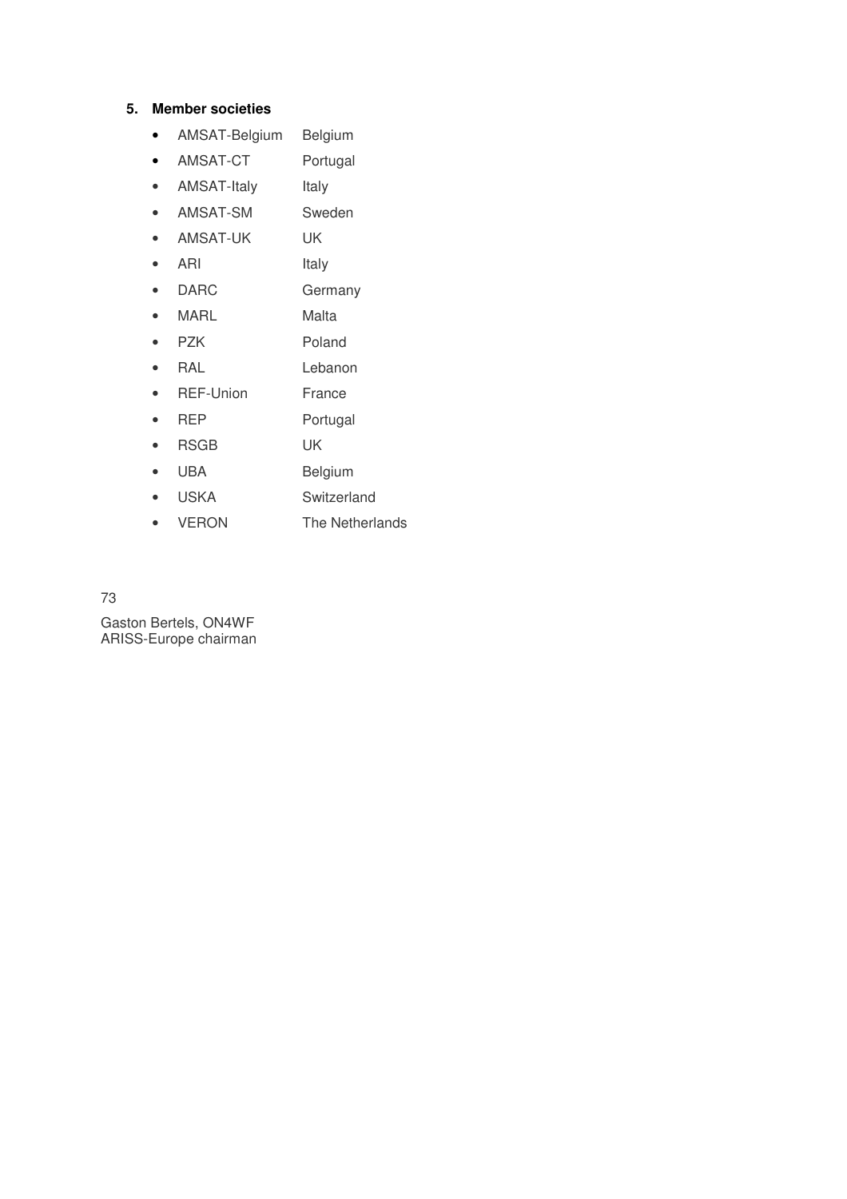### 5. Member societies

- AMSAT-Belgium Belgium
- AMSAT-CT Portugal
- AMSAT-Italy Italy
- AMSAT-SM Sweden
- AMSAT-UK UK
- ARI Italy
- DARC Germany
- MARL Malta
- PZK Poland
- RAL Lebanon
- REF-Union France
- REP Portugal
- RSGB UK
- UBA Belgium
- USKA Switzerland
- VERON The Netherlands

73

Gaston Bertels, ON4WF
ARISS-Europe chairman